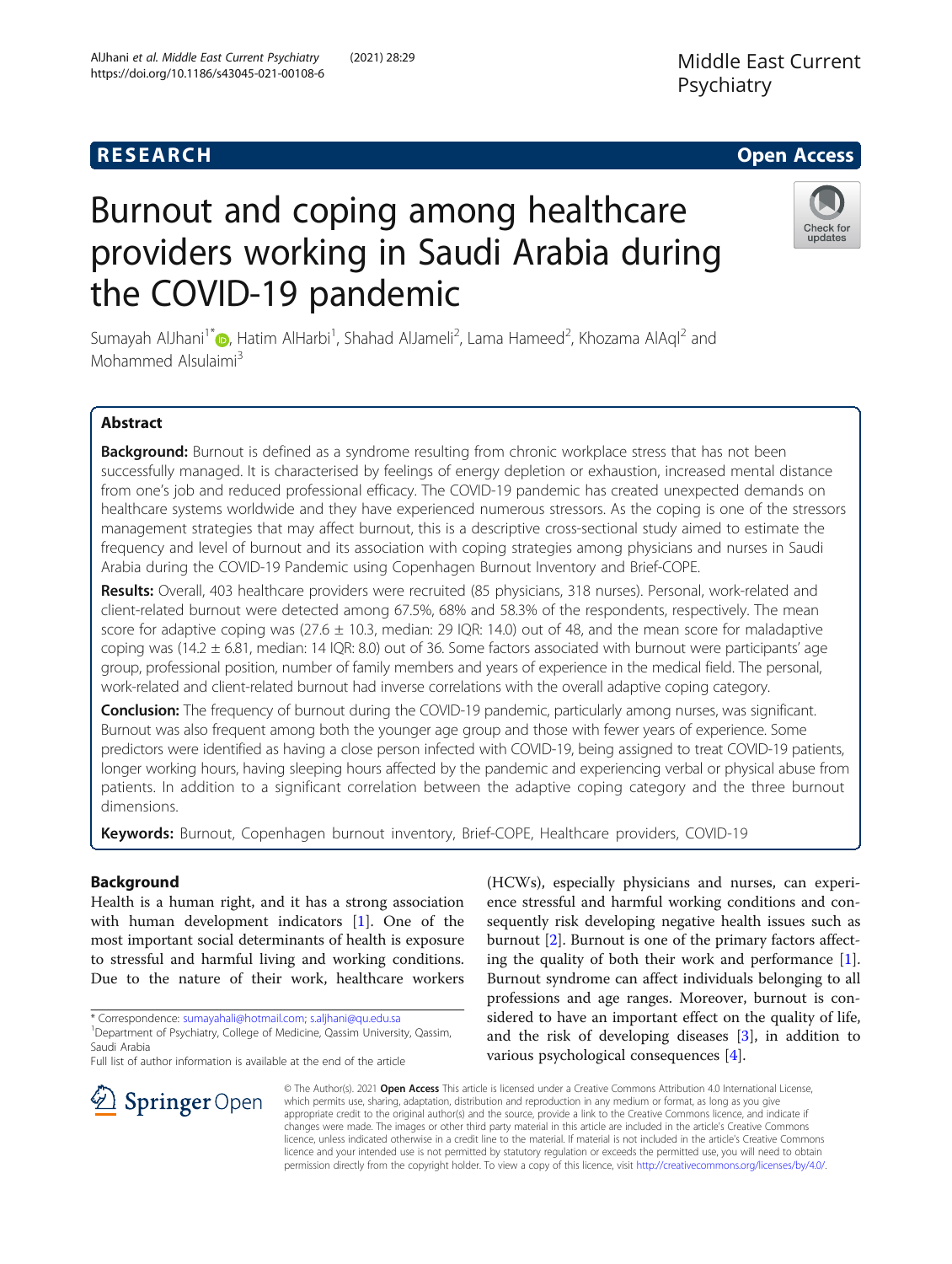# Burnout and coping among healthcare providers working in Saudi Arabia during the COVID-19 pandemic

Sumayah AlJhani[1*], Hatim AlHarbi[1], Shahad AlJameli[2], Lama Hameed[2], Khozama AlAql[2] and Mohammed Alsulaimi[3]

## Abstract

**Background:** Burnout is defined as a syndrome resulting from chronic workplace stress that has not been successfully managed. It is characterised by feelings of energy depletion or exhaustion, increased mental distance from one's job and reduced professional efficacy. The COVID-19 pandemic has created unexpected demands on healthcare systems worldwide and they have experienced numerous stressors. As the coping is one of the stressors management strategies that may affect burnout, this is a descriptive cross-sectional study aimed to estimate the frequency and level of burnout and its association with coping strategies among physicians and nurses in Saudi Arabia during the COVID-19 Pandemic using Copenhagen Burnout Inventory and Brief-COPE.

**Results:** Overall, 403 healthcare providers were recruited (85 physicians, 318 nurses). Personal, work-related and client-related burnout were detected among 67.5%, 68% and 58.3% of the respondents, respectively. The mean score for adaptive coping was (27.6 ± 10.3, median: 29 IQR: 14.0) out of 48, and the mean score for maladaptive coping was (14.2 ± 6.81, median: 14 IQR: 8.0) out of 36. Some factors associated with burnout were participants' age group, professional position, number of family members and years of experience in the medical field. The personal, work-related and client-related burnout had inverse correlations with the overall adaptive coping category.

**Conclusion:** The frequency of burnout during the COVID-19 pandemic, particularly among nurses, was significant. Burnout was also frequent among both the younger age group and those with fewer years of experience. Some predictors were identified as having a close person infected with COVID-19, being assigned to treat COVID-19 patients, longer working hours, having sleeping hours affected by the pandemic and experiencing verbal or physical abuse from patients. In addition to a significant correlation between the adaptive coping category and the three burnout dimensions.

**Keywords:** Burnout, Copenhagen burnout inventory, Brief-COPE, Healthcare providers, COVID-19

## Background

Health is a human right, and it has a strong association with human development indicators [1]. One of the most important social determinants of health is exposure to stressful and harmful living and working conditions. Due to the nature of their work, healthcare workers (HCWs), especially physicians and nurses, can experience stressful and harmful working conditions and consequently risk developing negative health issues such as burnout [2]. Burnout is one of the primary factors affecting the quality of both their work and performance [1]. Burnout syndrome can affect individuals belonging to all professions and age ranges. Moreover, burnout is considered to have an important effect on the quality of life, and the risk of developing diseases [3], in addition to various psychological consequences [4].

* Correspondence: sumayahali@hotmail.com; s.aljhani@qu.edu.sa

[1]Department of Psychiatry, College of Medicine, Qassim University, Qassim, Saudi Arabia

Full list of author information is available at the end of the article

© The Author(s). 2021 **Open Access** This article is licensed under a Creative Commons Attribution 4.0 International License, which permits use, sharing, adaptation, distribution and reproduction in any medium or format, as long as you give appropriate credit to the original author(s) and the source, provide a link to the Creative Commons licence, and indicate if changes were made. The images or other third party material in this article are included in the article's Creative Commons licence, unless indicated otherwise in a credit line to the material. If material is not included in the article's Creative Commons licence and your intended use is not permitted by statutory regulation or exceeds the permitted use, you will need to obtain permission directly from the copyright holder. To view a copy of this licence, visit http://creativecommons.org/licenses/by/4.0/.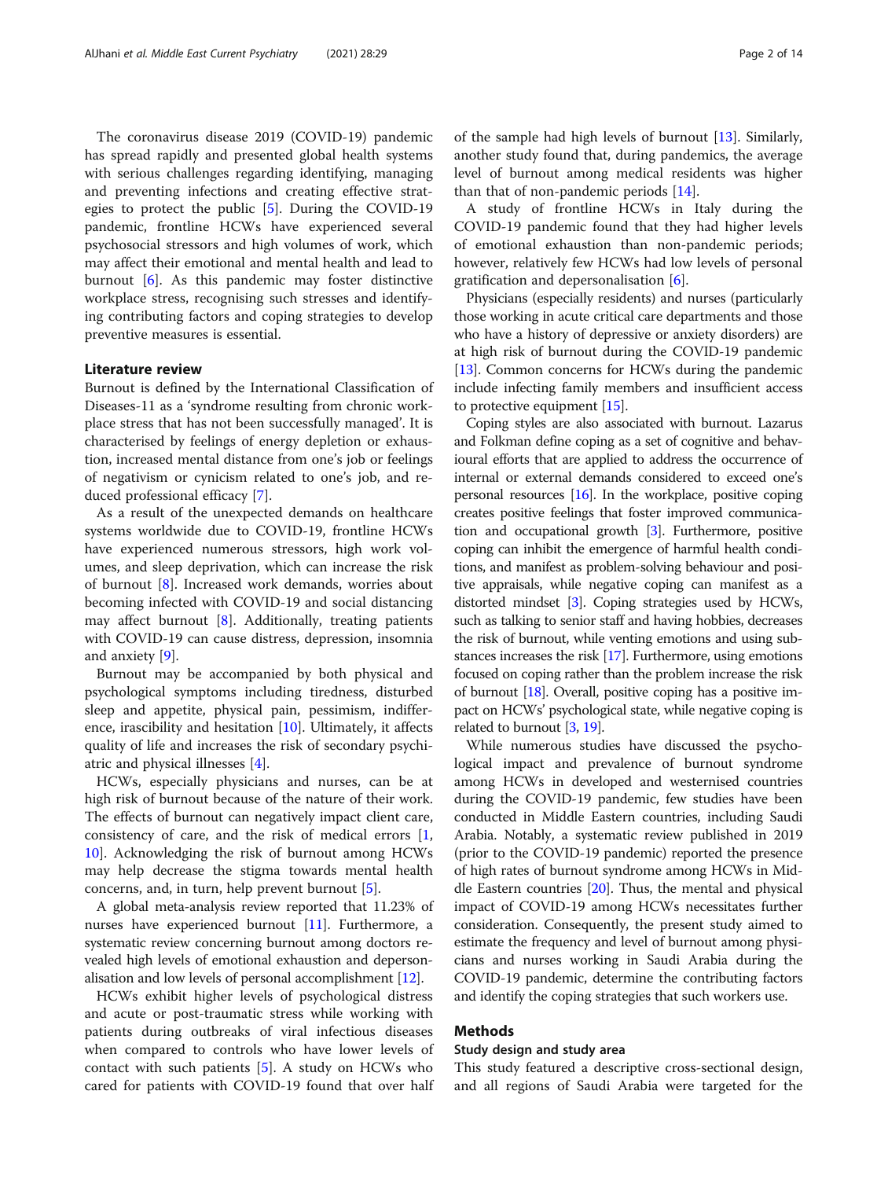The coronavirus disease 2019 (COVID-19) pandemic has spread rapidly and presented global health systems with serious challenges regarding identifying, managing and preventing infections and creating effective strategies to protect the public [5]. During the COVID-19 pandemic, frontline HCWs have experienced several psychosocial stressors and high volumes of work, which may affect their emotional and mental health and lead to burnout [6]. As this pandemic may foster distinctive workplace stress, recognising such stresses and identifying contributing factors and coping strategies to develop preventive measures is essential.

## Literature review

Burnout is defined by the International Classification of Diseases-11 as a 'syndrome resulting from chronic workplace stress that has not been successfully managed'. It is characterised by feelings of energy depletion or exhaustion, increased mental distance from one's job or feelings of negativism or cynicism related to one's job, and reduced professional efficacy [7].

As a result of the unexpected demands on healthcare systems worldwide due to COVID-19, frontline HCWs have experienced numerous stressors, high work volumes, and sleep deprivation, which can increase the risk of burnout [8]. Increased work demands, worries about becoming infected with COVID-19 and social distancing may affect burnout [8]. Additionally, treating patients with COVID-19 can cause distress, depression, insomnia and anxiety [9].

Burnout may be accompanied by both physical and psychological symptoms including tiredness, disturbed sleep and appetite, physical pain, pessimism, indifference, irascibility and hesitation [10]. Ultimately, it affects quality of life and increases the risk of secondary psychiatric and physical illnesses [4].

HCWs, especially physicians and nurses, can be at high risk of burnout because of the nature of their work. The effects of burnout can negatively impact client care, consistency of care, and the risk of medical errors [1, 10]. Acknowledging the risk of burnout among HCWs may help decrease the stigma towards mental health concerns, and, in turn, help prevent burnout [5].

A global meta-analysis review reported that 11.23% of nurses have experienced burnout [11]. Furthermore, a systematic review concerning burnout among doctors revealed high levels of emotional exhaustion and depersonalisation and low levels of personal accomplishment [12].

HCWs exhibit higher levels of psychological distress and acute or post-traumatic stress while working with patients during outbreaks of viral infectious diseases when compared to controls who have lower levels of contact with such patients [5]. A study on HCWs who cared for patients with COVID-19 found that over half of the sample had high levels of burnout [13]. Similarly, another study found that, during pandemics, the average level of burnout among medical residents was higher than that of non-pandemic periods [14].

A study of frontline HCWs in Italy during the COVID-19 pandemic found that they had higher levels of emotional exhaustion than non-pandemic periods; however, relatively few HCWs had low levels of personal gratification and depersonalisation [6].

Physicians (especially residents) and nurses (particularly those working in acute critical care departments and those who have a history of depressive or anxiety disorders) are at high risk of burnout during the COVID-19 pandemic [13]. Common concerns for HCWs during the pandemic include infecting family members and insufficient access to protective equipment [15].

Coping styles are also associated with burnout. Lazarus and Folkman define coping as a set of cognitive and behavioural efforts that are applied to address the occurrence of internal or external demands considered to exceed one's personal resources [16]. In the workplace, positive coping creates positive feelings that foster improved communication and occupational growth [3]. Furthermore, positive coping can inhibit the emergence of harmful health conditions, and manifest as problem-solving behaviour and positive appraisals, while negative coping can manifest as a distorted mindset [3]. Coping strategies used by HCWs, such as talking to senior staff and having hobbies, decreases the risk of burnout, while venting emotions and using substances increases the risk [17]. Furthermore, using emotions focused on coping rather than the problem increase the risk of burnout [18]. Overall, positive coping has a positive impact on HCWs' psychological state, while negative coping is related to burnout [3, 19].

While numerous studies have discussed the psychological impact and prevalence of burnout syndrome among HCWs in developed and westernised countries during the COVID-19 pandemic, few studies have been conducted in Middle Eastern countries, including Saudi Arabia. Notably, a systematic review published in 2019 (prior to the COVID-19 pandemic) reported the presence of high rates of burnout syndrome among HCWs in Middle Eastern countries [20]. Thus, the mental and physical impact of COVID-19 among HCWs necessitates further consideration. Consequently, the present study aimed to estimate the frequency and level of burnout among physicians and nurses working in Saudi Arabia during the COVID-19 pandemic, determine the contributing factors and identify the coping strategies that such workers use.

## Methods

### Study design and study area

This study featured a descriptive cross-sectional design, and all regions of Saudi Arabia were targeted for the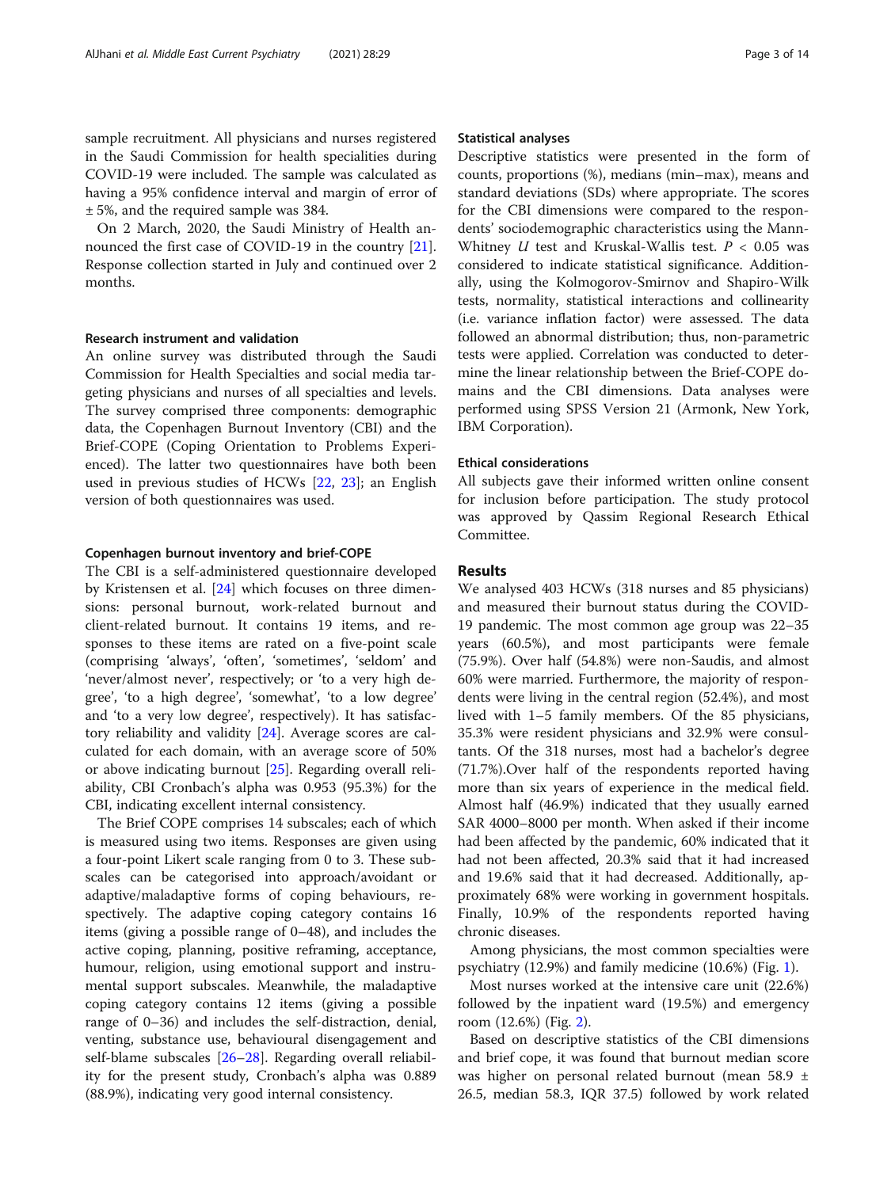sample recruitment. All physicians and nurses registered in the Saudi Commission for health specialities during COVID-19 were included. The sample was calculated as having a 95% confidence interval and margin of error of ± 5%, and the required sample was 384.

On 2 March, 2020, the Saudi Ministry of Health announced the first case of COVID-19 in the country [21]. Response collection started in July and continued over 2 months.

### Research instrument and validation

An online survey was distributed through the Saudi Commission for Health Specialties and social media targeting physicians and nurses of all specialties and levels. The survey comprised three components: demographic data, the Copenhagen Burnout Inventory (CBI) and the Brief-COPE (Coping Orientation to Problems Experienced). The latter two questionnaires have both been used in previous studies of HCWs [22, 23]; an English version of both questionnaires was used.

### Copenhagen burnout inventory and brief-COPE

The CBI is a self-administered questionnaire developed by Kristensen et al. [24] which focuses on three dimensions: personal burnout, work-related burnout and client-related burnout. It contains 19 items, and responses to these items are rated on a five-point scale (comprising 'always', 'often', 'sometimes', 'seldom' and 'never/almost never', respectively; or 'to a very high degree', 'to a high degree', 'somewhat', 'to a low degree' and 'to a very low degree', respectively). It has satisfactory reliability and validity [24]. Average scores are calculated for each domain, with an average score of 50% or above indicating burnout [25]. Regarding overall reliability, CBI Cronbach's alpha was 0.953 (95.3%) for the CBI, indicating excellent internal consistency.

The Brief COPE comprises 14 subscales; each of which is measured using two items. Responses are given using a four-point Likert scale ranging from 0 to 3. These subscales can be categorised into approach/avoidant or adaptive/maladaptive forms of coping behaviours, respectively. The adaptive coping category contains 16 items (giving a possible range of 0–48), and includes the active coping, planning, positive reframing, acceptance, humour, religion, using emotional support and instrumental support subscales. Meanwhile, the maladaptive coping category contains 12 items (giving a possible range of 0–36) and includes the self-distraction, denial, venting, substance use, behavioural disengagement and self-blame subscales [26–28]. Regarding overall reliability for the present study, Cronbach's alpha was 0.889 (88.9%), indicating very good internal consistency.

### Statistical analyses

Descriptive statistics were presented in the form of counts, proportions (%), medians (min–max), means and standard deviations (SDs) where appropriate. The scores for the CBI dimensions were compared to the respondents' sociodemographic characteristics using the Mann-Whitney $U$ test and Kruskal-Wallis test. $P < 0.05$ was considered to indicate statistical significance. Additionally, using the Kolmogorov-Smirnov and Shapiro-Wilk tests, normality, statistical interactions and collinearity (i.e. variance inflation factor) were assessed. The data followed an abnormal distribution; thus, non-parametric tests were applied. Correlation was conducted to determine the linear relationship between the Brief-COPE domains and the CBI dimensions. Data analyses were performed using SPSS Version 21 (Armonk, New York, IBM Corporation).

### Ethical considerations

All subjects gave their informed written online consent for inclusion before participation. The study protocol was approved by Qassim Regional Research Ethical Committee.

## Results

We analysed 403 HCWs (318 nurses and 85 physicians) and measured their burnout status during the COVID-19 pandemic. The most common age group was 22–35 years (60.5%), and most participants were female (75.9%). Over half (54.8%) were non-Saudis, and almost 60% were married. Furthermore, the majority of respondents were living in the central region (52.4%), and most lived with 1–5 family members. Of the 85 physicians, 35.3% were resident physicians and 32.9% were consultants. Of the 318 nurses, most had a bachelor's degree (71.7%).Over half of the respondents reported having more than six years of experience in the medical field. Almost half (46.9%) indicated that they usually earned SAR 4000–8000 per month. When asked if their income had been affected by the pandemic, 60% indicated that it had not been affected, 20.3% said that it had increased and 19.6% said that it had decreased. Additionally, approximately 68% were working in government hospitals. Finally, 10.9% of the respondents reported having chronic diseases.

Among physicians, the most common specialties were psychiatry (12.9%) and family medicine (10.6%) (Fig. 1).

Most nurses worked at the intensive care unit (22.6%) followed by the inpatient ward (19.5%) and emergency room (12.6%) (Fig. 2).

Based on descriptive statistics of the CBI dimensions and brief cope, it was found that burnout median score was higher on personal related burnout (mean 58.9 ± 26.5, median 58.3, IQR 37.5) followed by work related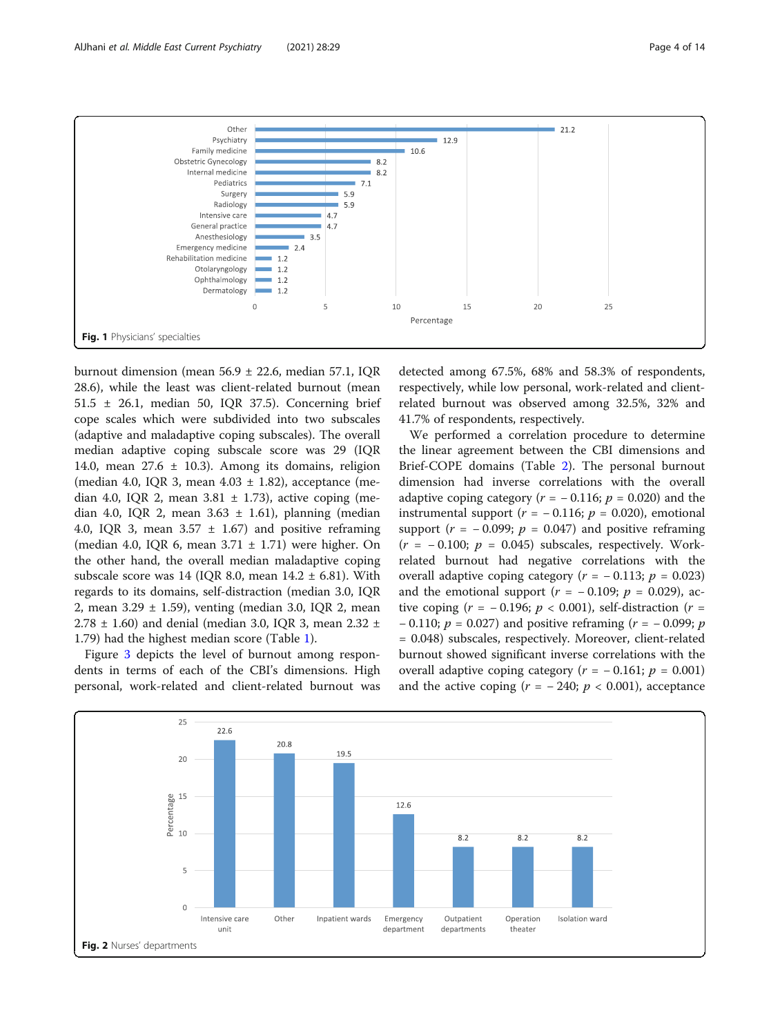Fig. 1 Physicians' specialties

burnout dimension (mean 56.9 ± 22.6, median 57.1, IQR 28.6), while the least was client-related burnout (mean 51.5 ± 26.1, median 50, IQR 37.5). Concerning brief cope scales which were subdivided into two subscales (adaptive and maladaptive coping subscales). The overall median adaptive coping subscale score was 29 (IQR 14.0, mean 27.6 ± 10.3). Among its domains, religion (median 4.0, IQR 3, mean 4.03 ± 1.82), acceptance (median 4.0, IQR 2, mean 3.81 ± 1.73), active coping (median 4.0, IQR 2, mean 3.63 ± 1.61), planning (median 4.0, IQR 3, mean 3.57 ± 1.67) and positive reframing (median 4.0, IQR 6, mean 3.71 ± 1.71) were higher. On the other hand, the overall median maladaptive coping subscale score was 14 (IQR 8.0, mean 14.2 ± 6.81). With regards to its domains, self-distraction (median 3.0, IQR 2, mean 3.29 ± 1.59), venting (median 3.0, IQR 2, mean 2.78 ± 1.60) and denial (median 3.0, IQR 3, mean 2.32 ± 1.79) had the highest median score (Table 1).

Figure 3 depicts the level of burnout among respondents in terms of each of the CBI's dimensions. High personal, work-related and client-related burnout was detected among 67.5%, 68% and 58.3% of respondents, respectively, while low personal, work-related and client-related burnout was observed among 32.5%, 32% and 41.7% of respondents, respectively.

We performed a correlation procedure to determine the linear agreement between the CBI dimensions and Brief-COPE domains (Table 2). The personal burnout dimension had inverse correlations with the overall adaptive coping category ($r = -0.116$; $p = 0.020$) and the instrumental support ($r = -0.116$; $p = 0.020$), emotional support ($r = -0.099$; $p = 0.047$) and positive reframing ($r = -0.100$; $p = 0.045$) subscales, respectively. Work-related burnout had negative correlations with the overall adaptive coping category ($r = -0.113$; $p = 0.023$) and the emotional support ($r = -0.109$; $p = 0.029$), active coping ($r = -0.196$; $p < 0.001$), self-distraction ($r = -0.110$; $p = 0.027$) and positive reframing ($r = -0.099$; $p = 0.048$) subscales, respectively. Moreover, client-related burnout showed significant inverse correlations with the overall adaptive coping category ($r = -0.161$; $p = 0.001$) and the active coping ($r = -240$; $p < 0.001$), acceptance

Fig. 2 Nurses' departments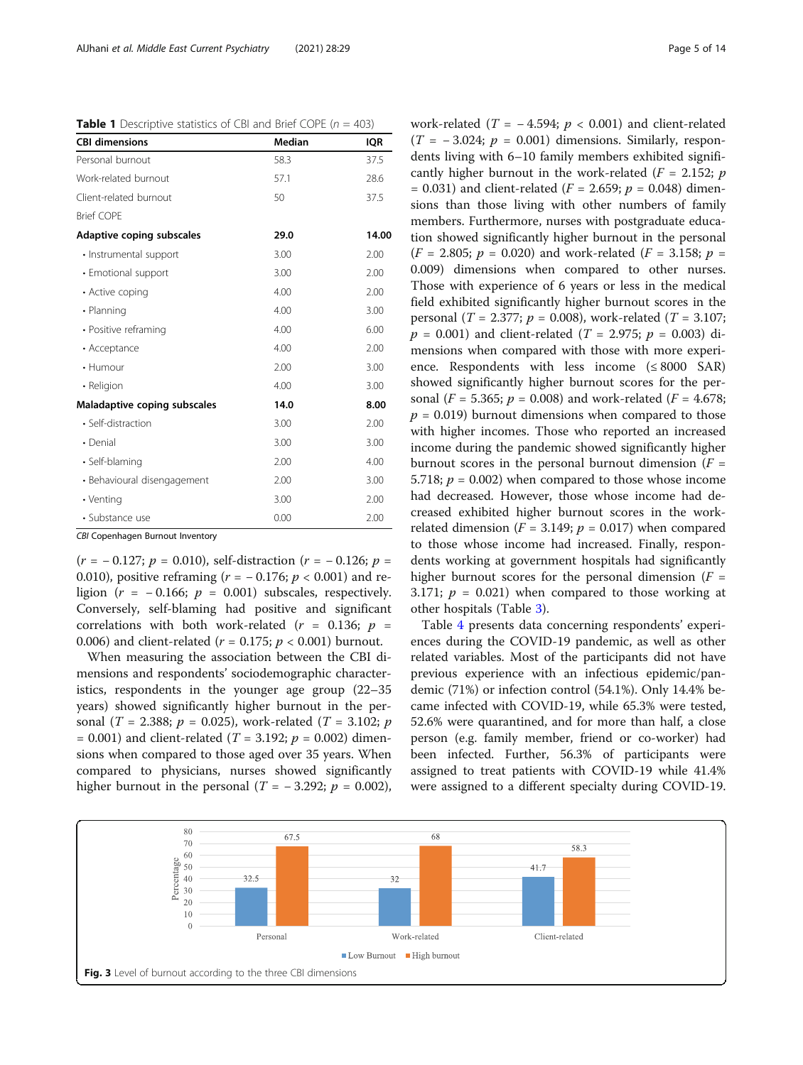**Table 1** Descriptive statistics of CBI and Brief COPE ($n$ = 403)

| CBI dimensions | Median | IQR |
| --- | --- | --- |
| Personal burnout | 58.3 | 37.5 |
| Work-related burnout | 57.1 | 28.6 |
| Client-related burnout | 50 | 37.5 |
| Brief COPE | | |
| **Adaptive coping subscales** | **29.0** | **14.00** |
| • Instrumental support | 3.00 | 2.00 |
| • Emotional support | 3.00 | 2.00 |
| • Active coping | 4.00 | 2.00 |
| • Planning | 4.00 | 3.00 |
| • Positive reframing | 4.00 | 6.00 |
| • Acceptance | 4.00 | 2.00 |
| • Humour | 2.00 | 3.00 |
| • Religion | 4.00 | 3.00 |
| **Maladaptive coping subscales** | **14.0** | **8.00** |
| • Self-distraction | 3.00 | 2.00 |
| • Denial | 3.00 | 3.00 |
| • Self-blaming | 2.00 | 4.00 |
| • Behavioural disengagement | 2.00 | 3.00 |
| • Venting | 3.00 | 2.00 |
| • Substance use | 0.00 | 2.00 |

*CBI* Copenhagen Burnout Inventory

($r$ = − 0.127; $p$ = 0.010), self-distraction ($r$ = − 0.126; $p$ = 0.010), positive reframing ($r$ = − 0.176; $p$ < 0.001) and religion ($r$ = − 0.166; $p$ = 0.001) subscales, respectively. Conversely, self-blaming had positive and significant correlations with both work-related ($r$ = 0.136; $p$ = 0.006) and client-related ($r$ = 0.175; $p$ < 0.001) burnout.

When measuring the association between the CBI dimensions and respondents' sociodemographic characteristics, respondents in the younger age group (22–35 years) showed significantly higher burnout in the personal ($T$ = 2.388; $p$ = 0.025), work-related ($T$ = 3.102; $p$ = 0.001) and client-related ($T$ = 3.192; $p$ = 0.002) dimensions when compared to those aged over 35 years. When compared to physicians, nurses showed significantly higher burnout in the personal ($T$ = − 3.292; $p$ = 0.002), work-related ($T$ = − 4.594; $p$ < 0.001) and client-related ($T$ = − 3.024; $p$ = 0.001) dimensions. Similarly, respondents living with 6–10 family members exhibited significantly higher burnout in the work-related ($F$ = 2.152; $p$ = 0.031) and client-related ($F$ = 2.659; $p$ = 0.048) dimensions than those living with other numbers of family members. Furthermore, nurses with postgraduate education showed significantly higher burnout in the personal ($F$ = 2.805; $p$ = 0.020) and work-related ($F$ = 3.158; $p$ = 0.009) dimensions when compared to other nurses. Those with experience of 6 years or less in the medical field exhibited significantly higher burnout scores in the personal ($T$ = 2.377; $p$ = 0.008), work-related ($T$ = 3.107; $p$ = 0.001) and client-related ($T$ = 2.975; $p$ = 0.003) dimensions when compared with those with more experience. Respondents with less income (≤ 8000 SAR) showed significantly higher burnout scores for the personal ($F$ = 5.365; $p$ = 0.008) and work-related ($F$ = 4.678; $p$ = 0.019) burnout dimensions when compared to those with higher incomes. Those who reported an increased income during the pandemic showed significantly higher burnout scores in the personal burnout dimension ($F$ = 5.718; $p$ = 0.002) when compared to those whose income had decreased. However, those whose income had decreased exhibited higher burnout scores in the work-related dimension ($F$ = 3.149; $p$ = 0.017) when compared to those whose income had increased. Finally, respondents working at government hospitals had significantly higher burnout scores for the personal dimension ($F$ = 3.171; $p$ = 0.021) when compared to those working at other hospitals (Table 3).

Table 4 presents data concerning respondents' experiences during the COVID-19 pandemic, as well as other related variables. Most of the participants did not have previous experience with an infectious epidemic/pandemic (71%) or infection control (54.1%). Only 14.4% became infected with COVID-19, while 65.3% were tested, 52.6% were quarantined, and for more than half, a close person (e.g. family member, friend or co-worker) had been infected. Further, 56.3% of participants were assigned to treat patients with COVID-19 while 41.4% were assigned to a different specialty during COVID-19.

**Fig. 3** Level of burnout according to the three CBI dimensions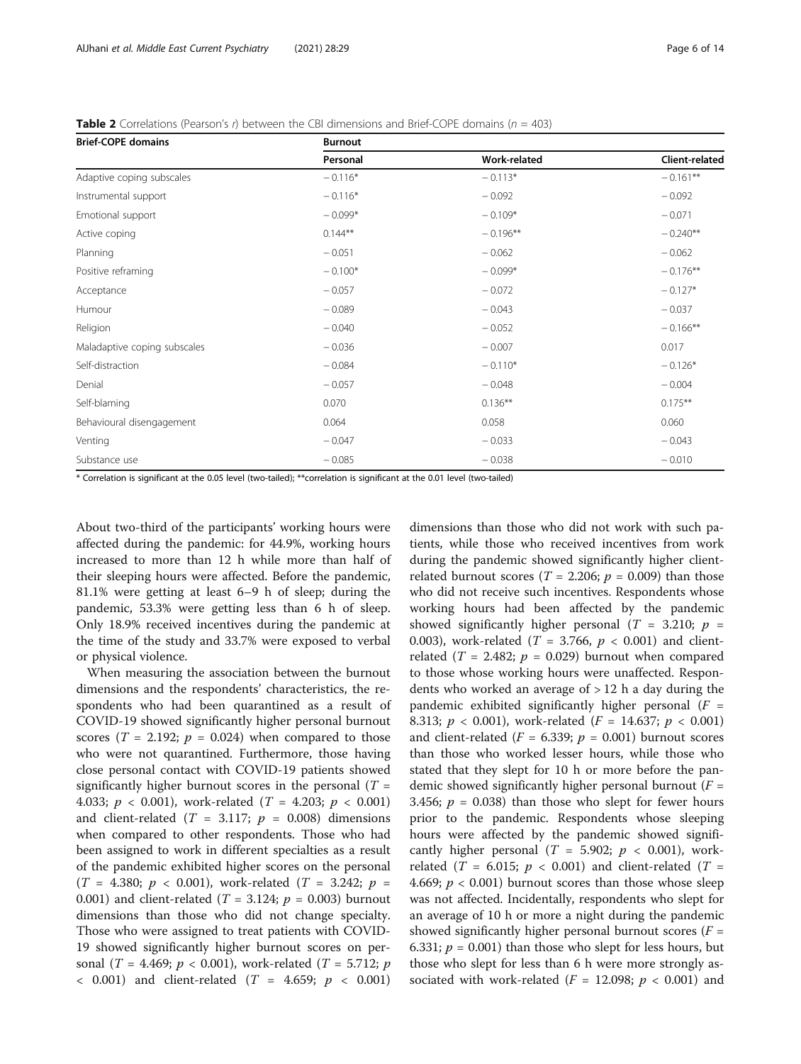**Table 2** Correlations (Pearson's *r*) between the CBI dimensions and Brief-COPE domains ($n$ = 403)

| Brief-COPE domains | Burnout | | |
|---|---|---|---|
| | Personal | Work-related | Client-related |
| Adaptive coping subscales | − 0.116* | − 0.113* | − 0.161** |
| Instrumental support | − 0.116* | − 0.092 | − 0.092 |
| Emotional support | − 0.099* | − 0.109* | − 0.071 |
| Active coping | 0.144** | − 0.196** | − 0.240** |
| Planning | − 0.051 | − 0.062 | − 0.062 |
| Positive reframing | − 0.100* | − 0.099* | − 0.176** |
| Acceptance | − 0.057 | − 0.072 | − 0.127* |
| Humour | − 0.089 | − 0.043 | − 0.037 |
| Religion | − 0.040 | − 0.052 | − 0.166** |
| Maladaptive coping subscales | − 0.036 | − 0.007 | 0.017 |
| Self-distraction | − 0.084 | − 0.110* | − 0.126* |
| Denial | − 0.057 | − 0.048 | − 0.004 |
| Self-blaming | 0.070 | 0.136** | 0.175** |
| Behavioural disengagement | 0.064 | 0.058 | 0.060 |
| Venting | − 0.047 | − 0.033 | − 0.043 |
| Substance use | − 0.085 | − 0.038 | − 0.010 |

\* Correlation is significant at the 0.05 level (two-tailed); **correlation is significant at the 0.01 level (two-tailed)

About two-third of the participants' working hours were affected during the pandemic: for 44.9%, working hours increased to more than 12 h while more than half of their sleeping hours were affected. Before the pandemic, 81.1% were getting at least 6–9 h of sleep; during the pandemic, 53.3% were getting less than 6 h of sleep. Only 18.9% received incentives during the pandemic at the time of the study and 33.7% were exposed to verbal or physical violence.

When measuring the association between the burnout dimensions and the respondents' characteristics, the respondents who had been quarantined as a result of COVID-19 showed significantly higher personal burnout scores ($T$ = 2.192; $p$ = 0.024) when compared to those who were not quarantined. Furthermore, those having close personal contact with COVID-19 patients showed significantly higher burnout scores in the personal ($T$ = 4.033; $p$ < 0.001), work-related ($T$ = 4.203; $p$ < 0.001) and client-related ($T$ = 3.117; $p$ = 0.008) dimensions when compared to other respondents. Those who had been assigned to work in different specialties as a result of the pandemic exhibited higher scores on the personal ($T$ = 4.380; $p$ < 0.001), work-related ($T$ = 3.242; $p$ = 0.001) and client-related ($T$ = 3.124; $p$ = 0.003) burnout dimensions than those who did not change specialty. Those who were assigned to treat patients with COVID-19 showed significantly higher burnout scores on personal ($T$ = 4.469; $p$ < 0.001), work-related ($T$ = 5.712; $p$ < 0.001) and client-related ($T$ = 4.659; $p$ < 0.001) dimensions than those who did not work with such patients, while those who received incentives from work during the pandemic showed significantly higher client-related burnout scores ($T$ = 2.206; $p$ = 0.009) than those who did not receive such incentives. Respondents whose working hours had been affected by the pandemic showed significantly higher personal ($T$ = 3.210; $p$ = 0.003), work-related ($T$ = 3.766, $p$ < 0.001) and client-related ($T$ = 2.482; $p$ = 0.029) burnout when compared to those whose working hours were unaffected. Respondents who worked an average of > 12 h a day during the pandemic exhibited significantly higher personal ($F$ = 8.313; $p$ < 0.001), work-related ($F$ = 14.637; $p$ < 0.001) and client-related ($F$ = 6.339; $p$ = 0.001) burnout scores than those who worked lesser hours, while those who stated that they slept for 10 h or more before the pandemic showed significantly higher personal burnout ($F$ = 3.456; $p$ = 0.038) than those who slept for fewer hours prior to the pandemic. Respondents whose sleeping hours were affected by the pandemic showed significantly higher personal ($T$ = 5.902; $p$ < 0.001), work-related ($T$ = 6.015; $p$ < 0.001) and client-related ($T$ = 4.669; $p$ < 0.001) burnout scores than those whose sleep was not affected. Incidentally, respondents who slept for an average of 10 h or more a night during the pandemic showed significantly higher personal burnout scores ($F$ = 6.331; $p$ = 0.001) than those who slept for less hours, but those who slept for less than 6 h were more strongly associated with work-related ($F$ = 12.098; $p$ < 0.001) and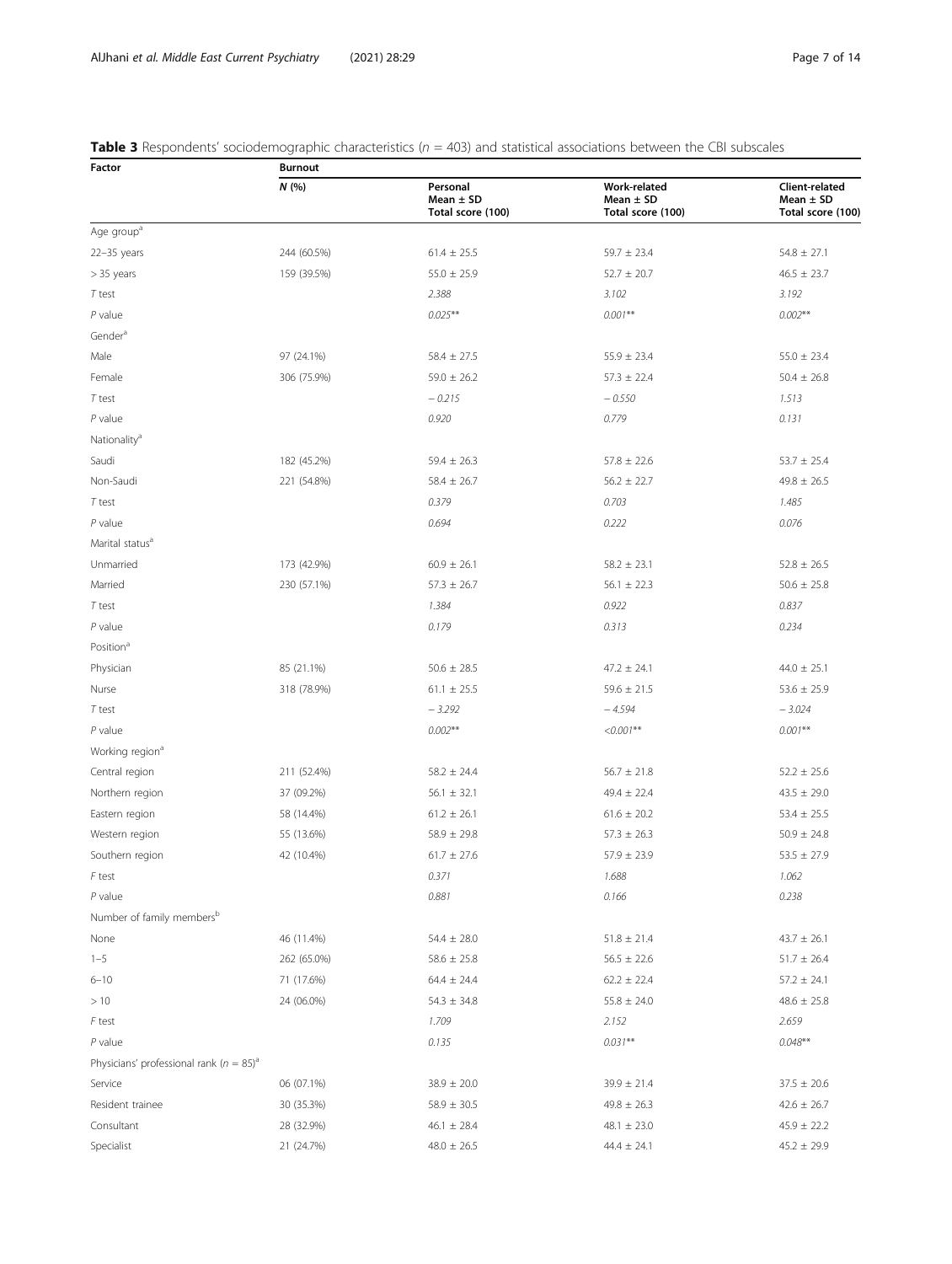**Table 3** Respondents' sociodemographic characteristics ($n$ = 403) and statistical associations between the CBI subscales

| Factor | Burnout | | | |
|---|---|---|---|---|
| | *N* (%) | Personal Mean ± SD Total score (100) | Work-related Mean ± SD Total score (100) | Client-related Mean ± SD Total score (100) |
| Age group[a] | | | | |
| 22–35 years | 244 (60.5%) | 61.4 ± 25.5 | 59.7 ± 23.4 | 54.8 ± 27.1 |
| > 35 years | 159 (39.5%) | 55.0 ± 25.9 | 52.7 ± 20.7 | 46.5 ± 23.7 |
| *T* test | | *2.388* | *3.102* | *3.192* |
| *P* value | | *0.025*\*\* | *0.001*\*\* | *0.002*\*\* |
| Gender[a] | | | | |
| Male | 97 (24.1%) | 58.4 ± 27.5 | 55.9 ± 23.4 | 55.0 ± 23.4 |
| Female | 306 (75.9%) | 59.0 ± 26.2 | 57.3 ± 22.4 | 50.4 ± 26.8 |
| *T* test | | *− 0.215* | *− 0.550* | *1.513* |
| *P* value | | *0.920* | *0.779* | *0.131* |
| Nationality[a] | | | | |
| Saudi | 182 (45.2%) | 59.4 ± 26.3 | 57.8 ± 22.6 | 53.7 ± 25.4 |
| Non-Saudi | 221 (54.8%) | 58.4 ± 26.7 | 56.2 ± 22.7 | 49.8 ± 26.5 |
| *T* test | | *0.379* | *0.703* | *1.485* |
| *P* value | | *0.694* | *0.222* | *0.076* |
| Marital status[a] | | | | |
| Unmarried | 173 (42.9%) | 60.9 ± 26.1 | 58.2 ± 23.1 | 52.8 ± 26.5 |
| Married | 230 (57.1%) | 57.3 ± 26.7 | 56.1 ± 22.3 | 50.6 ± 25.8 |
| *T* test | | *1.384* | *0.922* | *0.837* |
| *P* value | | *0.179* | *0.313* | *0.234* |
| Position[a] | | | | |
| Physician | 85 (21.1%) | 50.6 ± 28.5 | 47.2 ± 24.1 | 44.0 ± 25.1 |
| Nurse | 318 (78.9%) | 61.1 ± 25.5 | 59.6 ± 21.5 | 53.6 ± 25.9 |
| *T* test | | *− 3.292* | *− 4.594* | *− 3.024* |
| *P* value | | *0.002*\*\* | *<0.001*\*\* | *0.001*\*\* |
| Working region[a] | | | | |
| Central region | 211 (52.4%) | 58.2 ± 24.4 | 56.7 ± 21.8 | 52.2 ± 25.6 |
| Northern region | 37 (09.2%) | 56.1 ± 32.1 | 49.4 ± 22.4 | 43.5 ± 29.0 |
| Eastern region | 58 (14.4%) | 61.2 ± 26.1 | 61.6 ± 20.2 | 53.4 ± 25.5 |
| Western region | 55 (13.6%) | 58.9 ± 29.8 | 57.3 ± 26.3 | 50.9 ± 24.8 |
| Southern region | 42 (10.4%) | 61.7 ± 27.6 | 57.9 ± 23.9 | 53.5 ± 27.9 |
| *F* test | | *0.371* | *1.688* | *1.062* |
| *P* value | | *0.881* | *0.166* | *0.238* |
| Number of family members[b] | | | | |
| None | 46 (11.4%) | 54.4 ± 28.0 | 51.8 ± 21.4 | 43.7 ± 26.1 |
| 1–5 | 262 (65.0%) | 58.6 ± 25.8 | 56.5 ± 22.6 | 51.7 ± 26.4 |
| 6–10 | 71 (17.6%) | 64.4 ± 24.4 | 62.2 ± 22.4 | 57.2 ± 24.1 |
| > 10 | 24 (06.0%) | 54.3 ± 34.8 | 55.8 ± 24.0 | 48.6 ± 25.8 |
| *F* test | | *1.709* | *2.152* | *2.659* |
| *P* value | | *0.135* | *0.031*\*\* | *0.048*\*\* |
| Physicians' professional rank ($n$ = 85)[a] | | | | |
| Service | 06 (07.1%) | 38.9 ± 20.0 | 39.9 ± 21.4 | 37.5 ± 20.6 |
| Resident trainee | 30 (35.3%) | 58.9 ± 30.5 | 49.8 ± 26.3 | 42.6 ± 26.7 |
| Consultant | 28 (32.9%) | 46.1 ± 28.4 | 48.1 ± 23.0 | 45.9 ± 22.2 |
| Specialist | 21 (24.7%) | 48.0 ± 26.5 | 44.4 ± 24.1 | 45.2 ± 29.9 |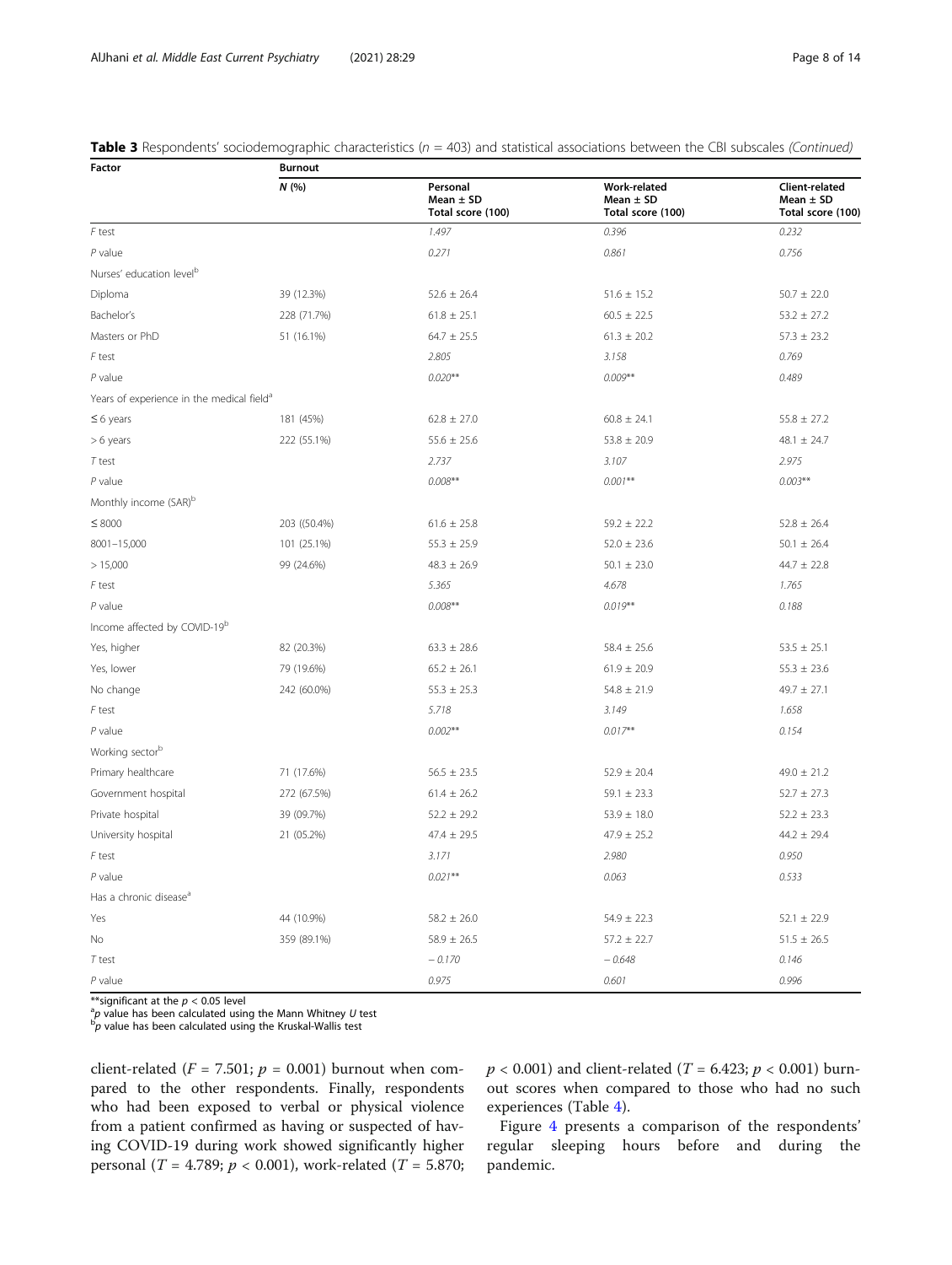**Table 3** Respondents' sociodemographic characteristics ($n$ = 403) and statistical associations between the CBI subscales *(Continued)*

| Factor | Burnout | | | |
|---|---|---|---|---|
| | N (%) | Personal Mean ± SD Total score (100) | Work-related Mean ± SD Total score (100) | Client-related Mean ± SD Total score (100) |
| *F test* | | *1.497* | *0.396* | *0.232* |
| *P value* | | *0.271* | *0.861* | *0.756* |
| Nurses' education level[b] | | | | |
| Diploma | 39 (12.3%) | 52.6 ± 26.4 | 51.6 ± 15.2 | 50.7 ± 22.0 |
| Bachelor's | 228 (71.7%) | 61.8 ± 25.1 | 60.5 ± 22.5 | 53.2 ± 27.2 |
| Masters or PhD | 51 (16.1%) | 64.7 ± 25.5 | 61.3 ± 20.2 | 57.3 ± 23.2 |
| *F test* | | *2.805* | *3.158* | *0.769* |
| *P value* | | *0.020*** | *0.009*** | *0.489* |
| Years of experience in the medical field[a] | | | | |
| ≤ 6 years | 181 (45%) | 62.8 ± 27.0 | 60.8 ± 24.1 | 55.8 ± 27.2 |
| > 6 years | 222 (55.1%) | 55.6 ± 25.6 | 53.8 ± 20.9 | 48.1 ± 24.7 |
| *T test* | | *2.737* | *3.107* | *2.975* |
| *P value* | | *0.008*** | *0.001*** | *0.003*** |
| Monthly income (SAR)[b] | | | | |
| ≤ 8000 | 203 ((50.4%) | 61.6 ± 25.8 | 59.2 ± 22.2 | 52.8 ± 26.4 |
| 8001–15,000 | 101 (25.1%) | 55.3 ± 25.9 | 52.0 ± 23.6 | 50.1 ± 26.4 |
| > 15,000 | 99 (24.6%) | 48.3 ± 26.9 | 50.1 ± 23.0 | 44.7 ± 22.8 |
| *F test* | | *5.365* | *4.678* | *1.765* |
| *P value* | | *0.008*** | *0.019*** | *0.188* |
| Income affected by COVID-19[b] | | | | |
| Yes, higher | 82 (20.3%) | 63.3 ± 28.6 | 58.4 ± 25.6 | 53.5 ± 25.1 |
| Yes, lower | 79 (19.6%) | 65.2 ± 26.1 | 61.9 ± 20.9 | 55.3 ± 23.6 |
| No change | 242 (60.0%) | 55.3 ± 25.3 | 54.8 ± 21.9 | 49.7 ± 27.1 |
| *F test* | | *5.718* | *3.149* | *1.658* |
| *P value* | | *0.002*** | *0.017*** | *0.154* |
| Working sector[b] | | | | |
| Primary healthcare | 71 (17.6%) | 56.5 ± 23.5 | 52.9 ± 20.4 | 49.0 ± 21.2 |
| Government hospital | 272 (67.5%) | 61.4 ± 26.2 | 59.1 ± 23.3 | 52.7 ± 27.3 |
| Private hospital | 39 (09.7%) | 52.2 ± 29.2 | 53.9 ± 18.0 | 52.2 ± 23.3 |
| University hospital | 21 (05.2%) | 47.4 ± 29.5 | 47.9 ± 25.2 | 44.2 ± 29.4 |
| *F test* | | *3.171* | *2.980* | *0.950* |
| *P value* | | *0.021*** | *0.063* | *0.533* |
| Has a chronic disease[a] | | | | |
| Yes | 44 (10.9%) | 58.2 ± 26.0 | 54.9 ± 22.3 | 52.1 ± 22.9 |
| No | 359 (89.1%) | 58.9 ± 26.5 | 57.2 ± 22.7 | 51.5 ± 26.5 |
| *T test* | | *− 0.170* | *− 0.648* | *0.146* |
| *P value* | | *0.975* | *0.601* | *0.996* |

**significant at the $p$ < 0.05 level
[a]$p$ value has been calculated using the Mann Whitney $U$ test
[b]$p$ value has been calculated using the Kruskal-Wallis test

client-related ($F$ = 7.501; $p$ = 0.001) burnout when compared to the other respondents. Finally, respondents who had been exposed to verbal or physical violence from a patient confirmed as having or suspected of having COVID-19 during work showed significantly higher personal ($T$ = 4.789; $p$ < 0.001), work-related ($T$ = 5.870; $p$ < 0.001) and client-related ($T$ = 6.423; $p$ < 0.001) burnout scores when compared to those who had no such experiences (Table 4).

Figure 4 presents a comparison of the respondents' regular sleeping hours before and during the pandemic.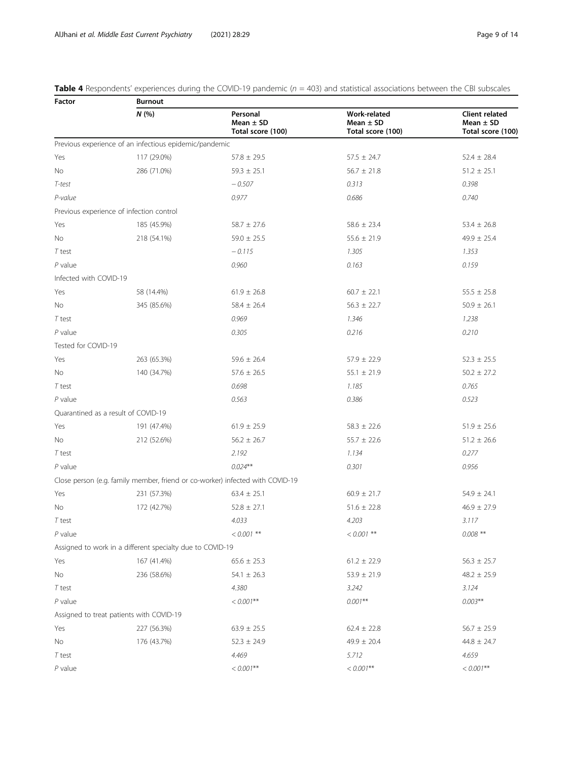**Table 4** Respondents' experiences during the COVID-19 pandemic ($n$ = 403) and statistical associations between the CBI subscales

| Factor | Burnout | | | |
|---|---|---|---|---|
| | *N* (%) | Personal Mean ± SD Total score (100) | Work-related Mean ± SD Total score (100) | Client related Mean ± SD Total score (100) |
| Previous experience of an infectious epidemic/pandemic | | | | |
| Yes | 117 (29.0%) | 57.8 ± 29.5 | 57.5 ± 24.7 | 52.4 ± 28.4 |
| No | 286 (71.0%) | 59.3 ± 25.1 | 56.7 ± 21.8 | 51.2 ± 25.1 |
| *T-test* | | *− 0.507* | *0.313* | *0.398* |
| *P-value* | | *0.977* | *0.686* | *0.740* |
| Previous experience of infection control | | | | |
| Yes | 185 (45.9%) | 58.7 ± 27.6 | 58.6 ± 23.4 | 53.4 ± 26.8 |
| No | 218 (54.1%) | 59.0 ± 25.5 | 55.6 ± 21.9 | 49.9 ± 25.4 |
| *T* test | | *− 0.115* | *1.305* | *1.353* |
| *P* value | | *0.960* | *0.163* | *0.159* |
| Infected with COVID-19 | | | | |
| Yes | 58 (14.4%) | 61.9 ± 26.8 | 60.7 ± 22.1 | 55.5 ± 25.8 |
| No | 345 (85.6%) | 58.4 ± 26.4 | 56.3 ± 22.7 | 50.9 ± 26.1 |
| *T* test | | *0.969* | *1.346* | *1.238* |
| *P* value | | *0.305* | *0.216* | *0.210* |
| Tested for COVID-19 | | | | |
| Yes | 263 (65.3%) | 59.6 ± 26.4 | 57.9 ± 22.9 | 52.3 ± 25.5 |
| No | 140 (34.7%) | 57.6 ± 26.5 | 55.1 ± 21.9 | 50.2 ± 27.2 |
| *T* test | | *0.698* | *1.185* | *0.765* |
| *P* value | | *0.563* | *0.386* | *0.523* |
| Quarantined as a result of COVID-19 | | | | |
| Yes | 191 (47.4%) | 61.9 ± 25.9 | 58.3 ± 22.6 | 51.9 ± 25.6 |
| No | 212 (52.6%) | 56.2 ± 26.7 | 55.7 ± 22.6 | 51.2 ± 26.6 |
| *T* test | | *2.192* | *1.134* | *0.277* |
| *P* value | | *0.024*** | *0.301* | *0.956* |
| Close person (e.g. family member, friend or co-worker) infected with COVID-19 | | | | |
| Yes | 231 (57.3%) | 63.4 ± 25.1 | 60.9 ± 21.7 | 54.9 ± 24.1 |
| No | 172 (42.7%) | 52.8 ± 27.1 | 51.6 ± 22.8 | 46.9 ± 27.9 |
| *T* test | | *4.033* | *4.203* | *3.117* |
| *P* value | | *< 0.001 *** | *< 0.001 *** | *0.008 *** |
| Assigned to work in a different specialty due to COVID-19 | | | | |
| Yes | 167 (41.4%) | 65.6 ± 25.3 | 61.2 ± 22.9 | 56.3 ± 25.7 |
| No | 236 (58.6%) | 54.1 ± 26.3 | 53.9 ± 21.9 | 48.2 ± 25.9 |
| *T* test | | *4.380* | *3.242* | *3.124* |
| *P* value | | *< 0.001*** | *0.001*** | *0.003*** |
| Assigned to treat patients with COVID-19 | | | | |
| Yes | 227 (56.3%) | 63.9 ± 25.5 | 62.4 ± 22.8 | 56.7 ± 25.9 |
| No | 176 (43.7%) | 52.3 ± 24.9 | 49.9 ± 20.4 | 44.8 ± 24.7 |
| *T* test | | *4.469* | *5.712* | *4.659* |
| *P* value | | *< 0.001*** | *< 0.001*** | *< 0.001*** |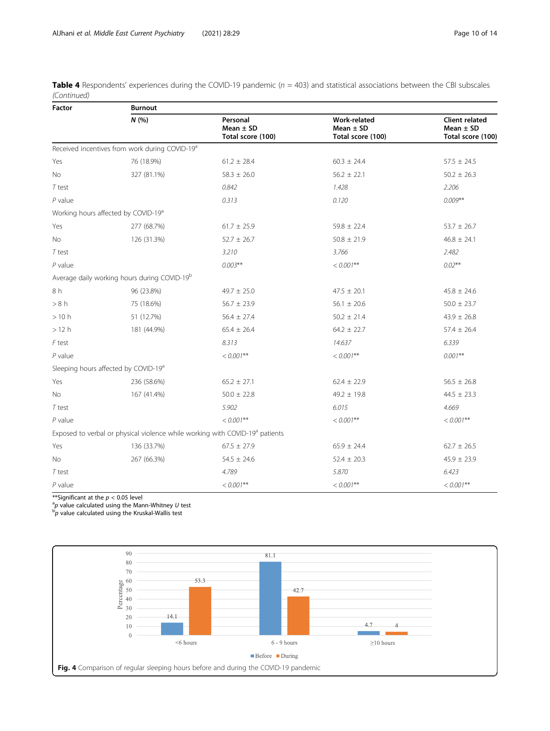**Table 4** Respondents' experiences during the COVID-19 pandemic ($n$ = 403) and statistical associations between the CBI subscales *(Continued)*

| Factor | Burnout | | | |
|---|---|---|---|---|
| | *N* (%) | Personal Mean ± SD Total score (100) | Work-related Mean ± SD Total score (100) | Client related Mean ± SD Total score (100) |
| Received incentives from work during COVID-19[a] | | | | |
| Yes | 76 (18.9%) | 61.2 ± 28.4 | 60.3 ± 24.4 | 57.5 ± 24.5 |
| No | 327 (81.1%) | 58.3 ± 26.0 | 56.2 ± 22.1 | 50.2 ± 26.3 |
| *T* test | | *0.842* | *1.428* | *2.206* |
| *P* value | | *0.313* | *0.120* | *0.009*** |
| Working hours affected by COVID-19[a] | | | | |
| Yes | 277 (68.7%) | 61.7 ± 25.9 | 59.8 ± 22.4 | 53.7 ± 26.7 |
| No | 126 (31.3%) | 52.7 ± 26.7 | 50.8 ± 21.9 | 46.8 ± 24.1 |
| *T* test | | *3.210* | *3.766* | *2.482* |
| *P* value | | *0.003*** | *< 0.001*** | *0.02*** |
| Average daily working hours during COVID-19[b] | | | | |
| 8 h | 96 (23.8%) | 49.7 ± 25.0 | 47.5 ± 20.1 | 45.8 ± 24.6 |
| > 8 h | 75 (18.6%) | 56.7 ± 23.9 | 56.1 ± 20.6 | 50.0 ± 23.7 |
| > 10 h | 51 (12.7%) | 56.4 ± 27.4 | 50.2 ± 21.4 | 43.9 ± 26.8 |
| > 12 h | 181 (44.9%) | 65.4 ± 26.4 | 64.2 ± 22.7 | 57.4 ± 26.4 |
| *F* test | | *8.313* | *14.637* | *6.339* |
| *P* value | | *< 0.001*** | *< 0.001*** | *0.001*** |
| Sleeping hours affected by COVID-19[a] | | | | |
| Yes | 236 (58.6%) | 65.2 ± 27.1 | 62.4 ± 22.9 | 56.5 ± 26.8 |
| No | 167 (41.4%) | 50.0 ± 22.8 | 49.2 ± 19.8 | 44.5 ± 23.3 |
| *T* test | | *5.902* | *6.015* | *4.669* |
| *P* value | | *< 0.001*** | *< 0.001*** | *< 0.001*** |
| Exposed to verbal or physical violence while working with COVID-19[a] patients | | | | |
| Yes | 136 (33.7%) | 67.5 ± 27.9 | 65.9 ± 24.4 | 62.7 ± 26.5 |
| No | 267 (66.3%) | 54.5 ± 24.6 | 52.4 ± 20.3 | 45.9 ± 23.9 |
| *T* test | | *4.789* | *5.870* | *6.423* |
| *P* value | | *< 0.001*** | *< 0.001*** | *< 0.001*** |

**Significant at the $p < 0.05$ level
[a]$p$ value calculated using the Mann-Whitney $U$ test
[b]$p$ value calculated using the Kruskal-Wallis test

**Fig. 4** Comparison of regular sleeping hours before and during the COVID-19 pandemic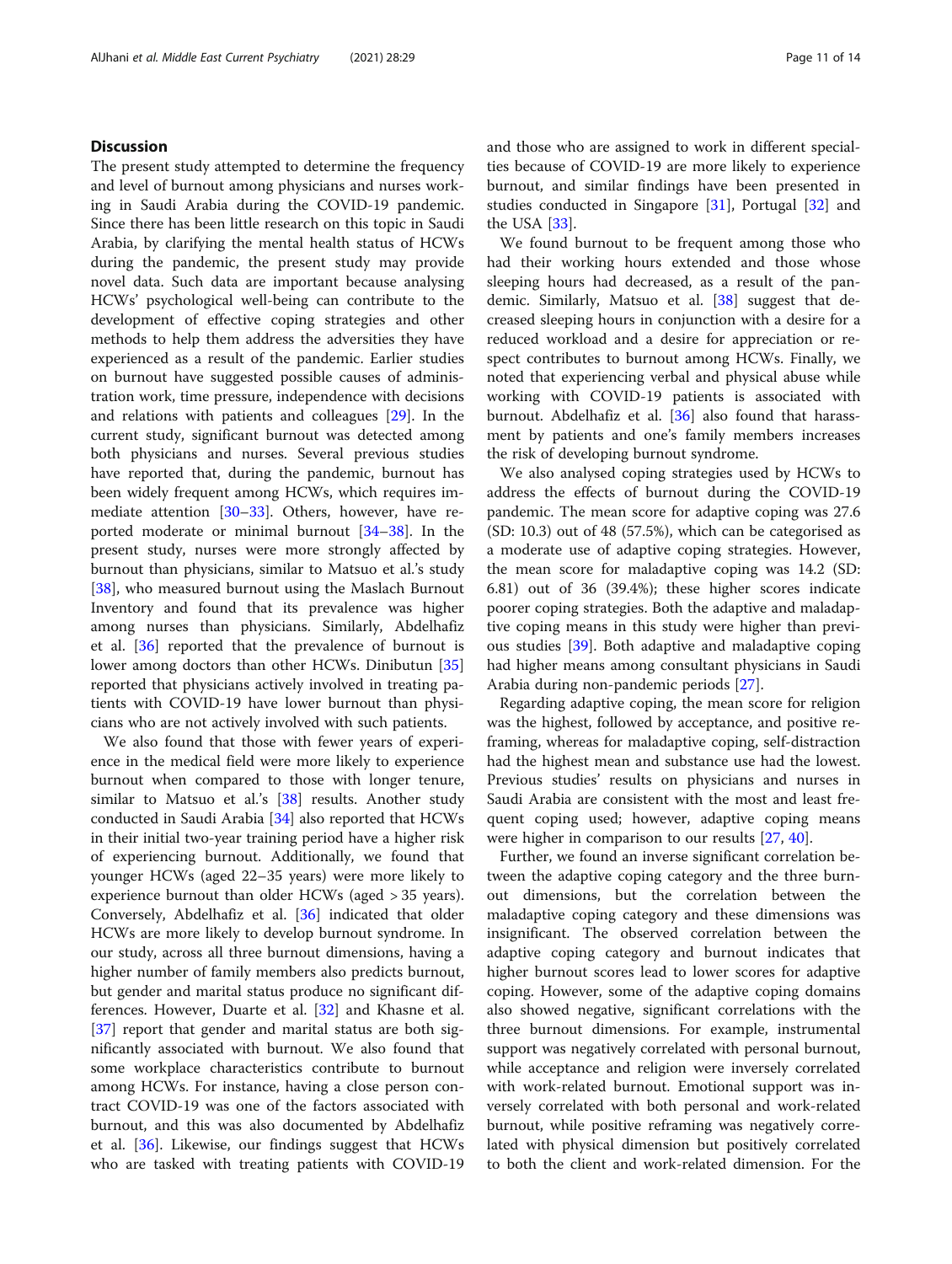## Discussion

The present study attempted to determine the frequency and level of burnout among physicians and nurses working in Saudi Arabia during the COVID-19 pandemic. Since there has been little research on this topic in Saudi Arabia, by clarifying the mental health status of HCWs during the pandemic, the present study may provide novel data. Such data are important because analysing HCWs' psychological well-being can contribute to the development of effective coping strategies and other methods to help them address the adversities they have experienced as a result of the pandemic. Earlier studies on burnout have suggested possible causes of administration work, time pressure, independence with decisions and relations with patients and colleagues [29]. In the current study, significant burnout was detected among both physicians and nurses. Several previous studies have reported that, during the pandemic, burnout has been widely frequent among HCWs, which requires immediate attention [30–33]. Others, however, have reported moderate or minimal burnout [34–38]. In the present study, nurses were more strongly affected by burnout than physicians, similar to Matsuo et al.'s study [38], who measured burnout using the Maslach Burnout Inventory and found that its prevalence was higher among nurses than physicians. Similarly, Abdelhafiz et al. [36] reported that the prevalence of burnout is lower among doctors than other HCWs. Dinibutun [35] reported that physicians actively involved in treating patients with COVID-19 have lower burnout than physicians who are not actively involved with such patients.

We also found that those with fewer years of experience in the medical field were more likely to experience burnout when compared to those with longer tenure, similar to Matsuo et al.'s [38] results. Another study conducted in Saudi Arabia [34] also reported that HCWs in their initial two-year training period have a higher risk of experiencing burnout. Additionally, we found that younger HCWs (aged 22–35 years) were more likely to experience burnout than older HCWs (aged > 35 years). Conversely, Abdelhafiz et al. [36] indicated that older HCWs are more likely to develop burnout syndrome. In our study, across all three burnout dimensions, having a higher number of family members also predicts burnout, but gender and marital status produce no significant differences. However, Duarte et al. [32] and Khasne et al. [37] report that gender and marital status are both significantly associated with burnout. We also found that some workplace characteristics contribute to burnout among HCWs. For instance, having a close person contract COVID-19 was one of the factors associated with burnout, and this was also documented by Abdelhafiz et al. [36]. Likewise, our findings suggest that HCWs who are tasked with treating patients with COVID-19 and those who are assigned to work in different specialties because of COVID-19 are more likely to experience burnout, and similar findings have been presented in studies conducted in Singapore [31], Portugal [32] and the USA [33].

We found burnout to be frequent among those who had their working hours extended and those whose sleeping hours had decreased, as a result of the pandemic. Similarly, Matsuo et al. [38] suggest that decreased sleeping hours in conjunction with a desire for a reduced workload and a desire for appreciation or respect contributes to burnout among HCWs. Finally, we noted that experiencing verbal and physical abuse while working with COVID-19 patients is associated with burnout. Abdelhafiz et al. [36] also found that harassment by patients and one's family members increases the risk of developing burnout syndrome.

We also analysed coping strategies used by HCWs to address the effects of burnout during the COVID-19 pandemic. The mean score for adaptive coping was 27.6 (SD: 10.3) out of 48 (57.5%), which can be categorised as a moderate use of adaptive coping strategies. However, the mean score for maladaptive coping was 14.2 (SD: 6.81) out of 36 (39.4%); these higher scores indicate poorer coping strategies. Both the adaptive and maladaptive coping means in this study were higher than previous studies [39]. Both adaptive and maladaptive coping had higher means among consultant physicians in Saudi Arabia during non-pandemic periods [27].

Regarding adaptive coping, the mean score for religion was the highest, followed by acceptance, and positive reframing, whereas for maladaptive coping, self-distraction had the highest mean and substance use had the lowest. Previous studies' results on physicians and nurses in Saudi Arabia are consistent with the most and least frequent coping used; however, adaptive coping means were higher in comparison to our results [27, 40].

Further, we found an inverse significant correlation between the adaptive coping category and the three burnout dimensions, but the correlation between the maladaptive coping category and these dimensions was insignificant. The observed correlation between the adaptive coping category and burnout indicates that higher burnout scores lead to lower scores for adaptive coping. However, some of the adaptive coping domains also showed negative, significant correlations with the three burnout dimensions. For example, instrumental support was negatively correlated with personal burnout, while acceptance and religion were inversely correlated with work-related burnout. Emotional support was inversely correlated with both personal and work-related burnout, while positive reframing was negatively correlated with physical dimension but positively correlated to both the client and work-related dimension. For the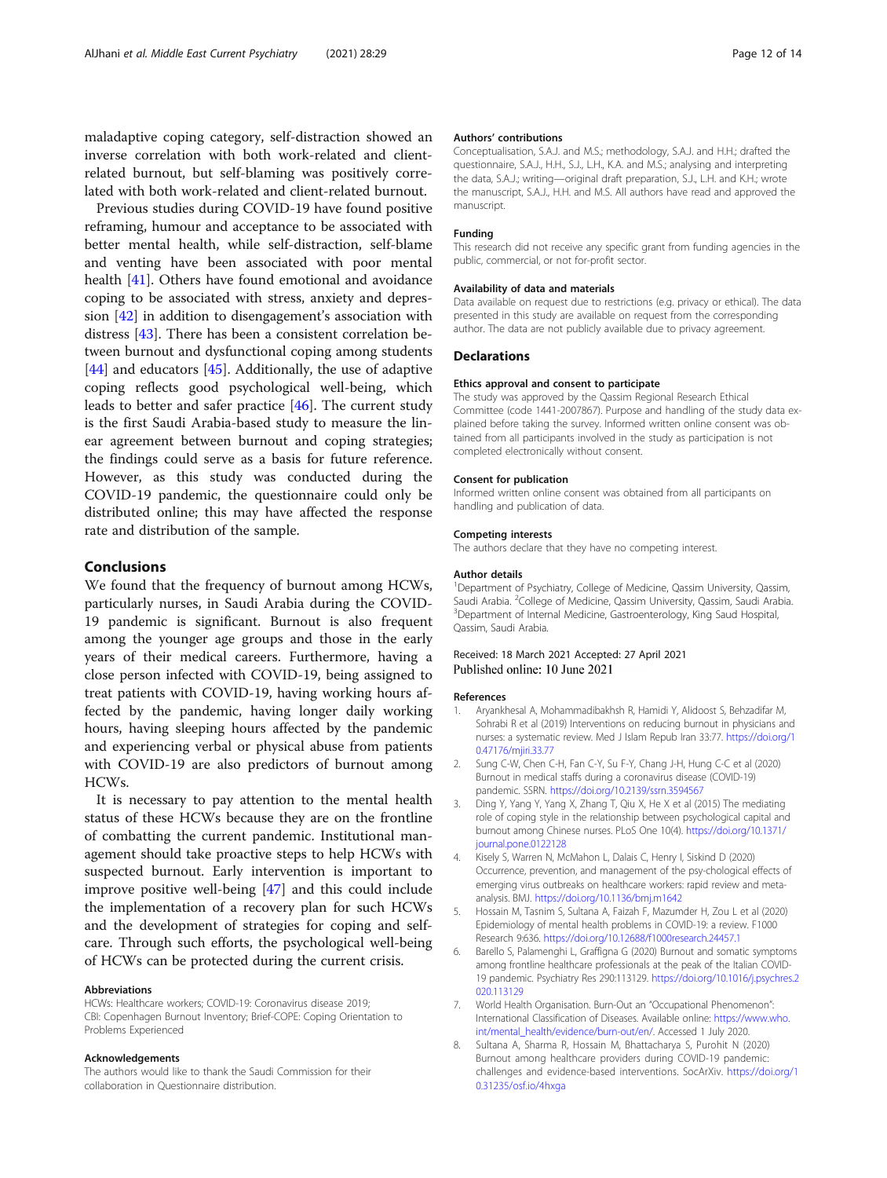maladaptive coping category, self-distraction showed an inverse correlation with both work-related and client-related burnout, but self-blaming was positively correlated with both work-related and client-related burnout.

Previous studies during COVID-19 have found positive reframing, humour and acceptance to be associated with better mental health, while self-distraction, self-blame and venting have been associated with poor mental health [41]. Others have found emotional and avoidance coping to be associated with stress, anxiety and depression [42] in addition to disengagement's association with distress [43]. There has been a consistent correlation between burnout and dysfunctional coping among students [44] and educators [45]. Additionally, the use of adaptive coping reflects good psychological well-being, which leads to better and safer practice [46]. The current study is the first Saudi Arabia-based study to measure the linear agreement between burnout and coping strategies; the findings could serve as a basis for future reference. However, as this study was conducted during the COVID-19 pandemic, the questionnaire could only be distributed online; this may have affected the response rate and distribution of the sample.

## Conclusions

We found that the frequency of burnout among HCWs, particularly nurses, in Saudi Arabia during the COVID-19 pandemic is significant. Burnout is also frequent among the younger age groups and those in the early years of their medical careers. Furthermore, having a close person infected with COVID-19, being assigned to treat patients with COVID-19, having working hours affected by the pandemic, having longer daily working hours, having sleeping hours affected by the pandemic and experiencing verbal or physical abuse from patients with COVID-19 are also predictors of burnout among HCWs.

It is necessary to pay attention to the mental health status of these HCWs because they are on the frontline of combatting the current pandemic. Institutional management should take proactive steps to help HCWs with suspected burnout. Early intervention is important to improve positive well-being [47] and this could include the implementation of a recovery plan for such HCWs and the development of strategies for coping and self-care. Through such efforts, the psychological well-being of HCWs can be protected during the current crisis.

#### Abbreviations

HCWs: Healthcare workers; COVID-19: Coronavirus disease 2019; CBI: Copenhagen Burnout Inventory; Brief-COPE: Coping Orientation to Problems Experienced

#### Acknowledgements

The authors would like to thank the Saudi Commission for their collaboration in Questionnaire distribution.

#### Authors' contributions

Conceptualisation, S.A.J. and M.S.; methodology, S.A.J. and H.H.; drafted the questionnaire, S.A.J., H.H., S.J., L.H., K.A. and M.S.; analysing and interpreting the data, S.A.J.; writing—original draft preparation, S.J., L.H. and K.H.; wrote the manuscript, S.A.J., H.H. and M.S. All authors have read and approved the manuscript.

#### Funding

This research did not receive any specific grant from funding agencies in the public, commercial, or not for-profit sector.

#### Availability of data and materials

Data available on request due to restrictions (e.g. privacy or ethical). The data presented in this study are available on request from the corresponding author. The data are not publicly available due to privacy agreement.

## Declarations

#### Ethics approval and consent to participate

The study was approved by the Qassim Regional Research Ethical Committee (code 1441-2007867). Purpose and handling of the study data explained before taking the survey. Informed written online consent was obtained from all participants involved in the study as participation is not completed electronically without consent.

#### Consent for publication

Informed written online consent was obtained from all participants on handling and publication of data.

#### Competing interests

The authors declare that they have no competing interest.

#### Author details

[1]Department of Psychiatry, College of Medicine, Qassim University, Qassim, Saudi Arabia. [2]College of Medicine, Qassim University, Qassim, Saudi Arabia. [3]Department of Internal Medicine, Gastroenterology, King Saud Hospital, Qassim, Saudi Arabia.

Received: 18 March 2021 Accepted: 27 April 2021
Published online: 10 June 2021

#### References

1. Aryankhesal A, Mohammadibakhsh R, Hamidi Y, Alidoost S, Behzadifar M, Sohrabi R et al (2019) Interventions on reducing burnout in physicians and nurses: a systematic review. Med J Islam Repub Iran 33:77. https://doi.org/10.47176/mjiri.33.77
2. Sung C-W, Chen C-H, Fan C-Y, Su F-Y, Chang J-H, Hung C-C et al (2020) Burnout in medical staffs during a coronavirus disease (COVID-19) pandemic. SSRN. https://doi.org/10.2139/ssrn.3594567
3. Ding Y, Yang Y, Yang X, Zhang T, Qiu X, He X et al (2015) The mediating role of coping style in the relationship between psychological capital and burnout among Chinese nurses. PLoS One 10(4). https://doi.org/10.1371/journal.pone.0122128
4. Kisely S, Warren N, McMahon L, Dalais C, Henry I, Siskind D (2020) Occurrence, prevention, and management of the psy-chological effects of emerging virus outbreaks on healthcare workers: rapid review and meta-analysis. BMJ. https://doi.org/10.1136/bmj.m1642
5. Hossain M, Tasnim S, Sultana A, Faizah F, Mazumder H, Zou L et al (2020) Epidemiology of mental health problems in COVID-19: a review. F1000 Research 9:636. https://doi.org/10.12688/f1000research.24457.1
6. Barello S, Palamenghi L, Graffigna G (2020) Burnout and somatic symptoms among frontline healthcare professionals at the peak of the Italian COVID-19 pandemic. Psychiatry Res 290:113129. https://doi.org/10.1016/j.psychres.2020.113129
7. World Health Organisation. Burn-Out an "Occupational Phenomenon": International Classification of Diseases. Available online: https://www.who.int/mental_health/evidence/burn-out/en/. Accessed 1 July 2020.
8. Sultana A, Sharma R, Hossain M, Bhattacharya S, Purohit N (2020) Burnout among healthcare providers during COVID-19 pandemic: challenges and evidence-based interventions. SocArXiv. https://doi.org/10.31235/osf.io/4hxga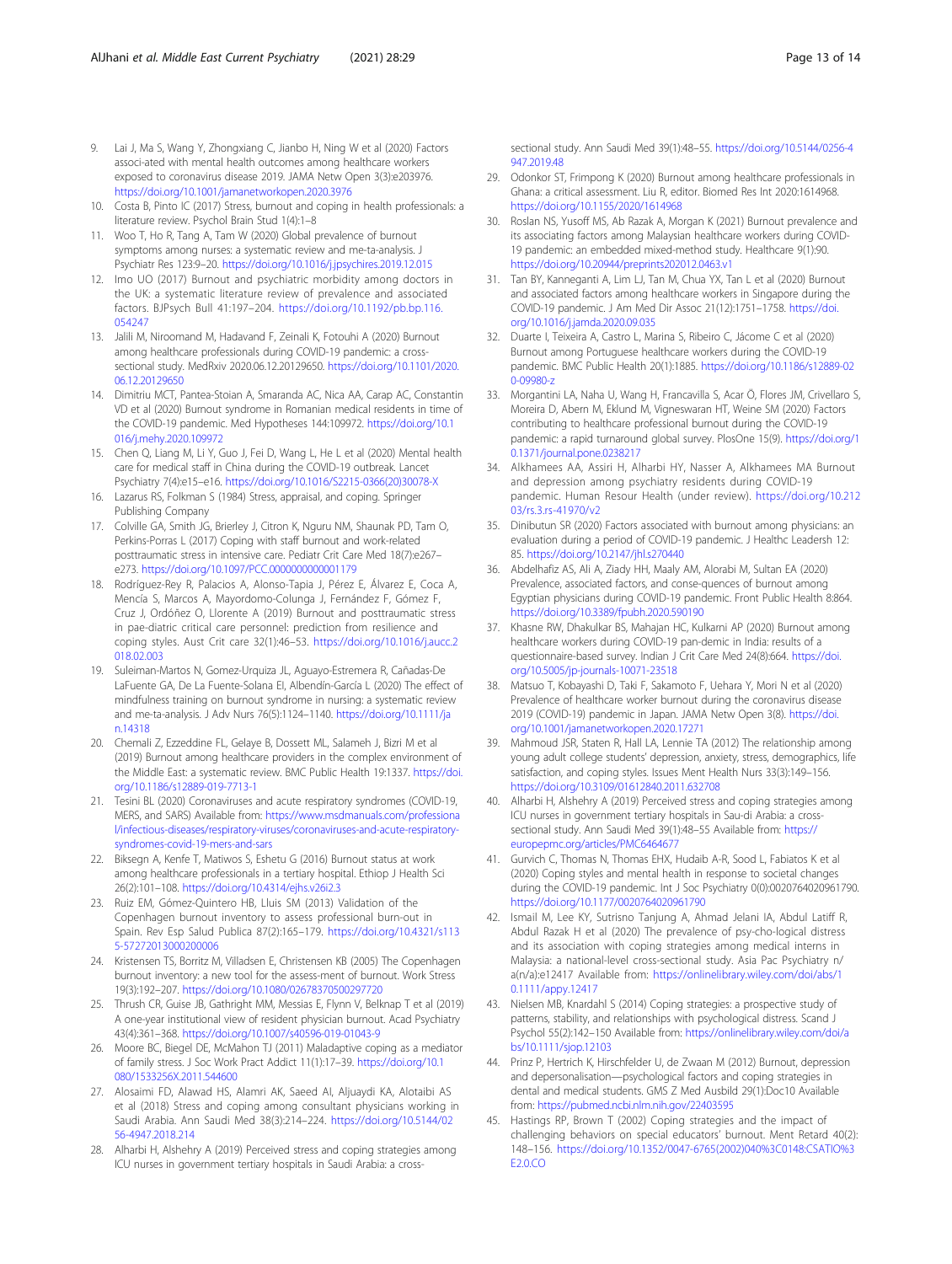9. Lai J, Ma S, Wang Y, Zhongxiang C, Jianbo H, Ning W et al (2020) Factors associ-ated with mental health outcomes among healthcare workers exposed to coronavirus disease 2019. JAMA Netw Open 3(3):e203976. https://doi.org/10.1001/jamanetworkopen.2020.3976
10. Costa B, Pinto IC (2017) Stress, burnout and coping in health professionals: a literature review. Psychol Brain Stud 1(4):1–8
11. Woo T, Ho R, Tang A, Tam W (2020) Global prevalence of burnout symptoms among nurses: a systematic review and me-ta-analysis. J Psychiatr Res 123:9–20. https://doi.org/10.1016/j.jpsychires.2019.12.015
12. Imo UO (2017) Burnout and psychiatric morbidity among doctors in the UK: a systematic literature review of prevalence and associated factors. BJPsych Bull 41:197–204. https://doi.org/10.1192/pb.bp.116.054247
13. Jalili M, Niroomand M, Hadavand F, Zeinali K, Fotouhi A (2020) Burnout among healthcare professionals during COVID-19 pandemic: a cross-sectional study. MedRxiv 2020.06.12.20129650. https://doi.org/10.1101/2020.06.12.20129650
14. Dimitriu MCT, Pantea-Stoian A, Smaranda AC, Nica AA, Carap AC, Constantin VD et al (2020) Burnout syndrome in Romanian medical residents in time of the COVID-19 pandemic. Med Hypotheses 144:109972. https://doi.org/10.1016/j.mehy.2020.109972
15. Chen Q, Liang M, Li Y, Guo J, Fei D, Wang L, He L et al (2020) Mental health care for medical staff in China during the COVID-19 outbreak. Lancet Psychiatry 7(4):e15–e16. https://doi.org/10.1016/S2215-0366(20)30078-X
16. Lazarus RS, Folkman S (1984) Stress, appraisal, and coping. Springer Publishing Company
17. Colville GA, Smith JG, Brierley J, Citron K, Nguru NM, Shaunak PD, Tam O, Perkins-Porras L (2017) Coping with staff burnout and work-related posttraumatic stress in intensive care. Pediatr Crit Care Med 18(7):e267–e273. https://doi.org/10.1097/PCC.0000000000001179
18. Rodríguez-Rey R, Palacios A, Alonso-Tapia J, Pérez E, Álvarez E, Coca A, Mencía S, Marcos A, Mayordomo-Colunga J, Fernández F, Gómez F, Cruz J, Ordóñez O, Llorente A (2019) Burnout and posttraumatic stress in pae-diatric critical care personnel: prediction from resilience and coping styles. Aust Crit care 32(1):46–53. https://doi.org/10.1016/j.aucc.2018.02.003
19. Suleiman-Martos N, Gomez-Urquiza JL, Aguayo-Estremera R, Cañadas-De LaFuente GA, De La Fuente-Solana EI, Albendín-García L (2020) The effect of mindfulness training on burnout syndrome in nursing: a systematic review and me-ta-analysis. J Adv Nurs 76(5):1124–1140. https://doi.org/10.1111/jan.14318
20. Chemali Z, Ezzeddine FL, Gelaye B, Dossett ML, Salameh J, Bizri M et al (2019) Burnout among healthcare providers in the complex environment of the Middle East: a systematic review. BMC Public Health 19:1337. https://doi.org/10.1186/s12889-019-7713-1
21. Tesini BL (2020) Coronaviruses and acute respiratory syndromes (COVID-19, MERS, and SARS) Available from: https://www.msdmanuals.com/professional/infectious-diseases/respiratory-viruses/coronaviruses-and-acute-respiratory-syndromes-covid-19-mers-and-sars
22. Biksegn A, Kenfe T, Matiwos S, Eshetu G (2016) Burnout status at work among healthcare professionals in a tertiary hospital. Ethiop J Health Sci 26(2):101–108. https://doi.org/10.4314/ejhs.v26i2.3
23. Ruiz EM, Gómez-Quintero HB, Lluis SM (2013) Validation of the Copenhagen burnout inventory to assess professional burn-out in Spain. Rev Esp Salud Publica 87(2):165–179. https://doi.org/10.4321/s1135-57272013000200006
24. Kristensen TS, Borritz M, Villadsen E, Christensen KB (2005) The Copenhagen burnout inventory: a new tool for the assess-ment of burnout. Work Stress 19(3):192–207. https://doi.org/10.1080/02678370500297720
25. Thrush CR, Guise JB, Gathright MM, Messias E, Flynn V, Belknap T et al (2019) A one-year institutional view of resident physician burnout. Acad Psychiatry 43(4):361–368. https://doi.org/10.1007/s40596-019-01043-9
26. Moore BC, Biegel DE, McMahon TJ (2011) Maladaptive coping as a mediator of family stress. J Soc Work Pract Addict 11(1):17–39. https://doi.org/10.1080/1533256X.2011.544600
27. Alosaimi FD, Alawad HS, Alamri AK, Saeed AI, Aljuaydi KA, Alotaibi AS et al (2018) Stress and coping among consultant physicians working in Saudi Arabia. Ann Saudi Med 38(3):214–224. https://doi.org/10.5144/0256-4947.2018.214
28. Alharbi H, Alshehry A (2019) Perceived stress and coping strategies among ICU nurses in government tertiary hospitals in Saudi Arabia: a cross-sectional study. Ann Saudi Med 39(1):48–55. https://doi.org/10.5144/0256-4947.2019.48
29. Odonkor ST, Frimpong K (2020) Burnout among healthcare professionals in Ghana: a critical assessment. Liu R, editor. Biomed Res Int 2020:1614968. https://doi.org/10.1155/2020/1614968
30. Roslan NS, Yusoff MS, Ab Razak A, Morgan K (2021) Burnout prevalence and its associating factors among Malaysian healthcare workers during COVID-19 pandemic: an embedded mixed-method study. Healthcare 9(1):90. https://doi.org/10.20944/preprints202012.0463.v1
31. Tan BY, Kanneganti A, Lim LJ, Tan M, Chua YX, Tan L et al (2020) Burnout and associated factors among healthcare workers in Singapore during the COVID-19 pandemic. J Am Med Dir Assoc 21(12):1751–1758. https://doi.org/10.1016/j.jamda.2020.09.035
32. Duarte I, Teixeira A, Castro L, Marina S, Ribeiro C, Jácome C et al (2020) Burnout among Portuguese healthcare workers during the COVID-19 pandemic. BMC Public Health 20(1):1885. https://doi.org/10.1186/s12889-020-09980-z
33. Morgantini LA, Naha U, Wang H, Francavilla S, Acar Ö, Flores JM, Crivellaro S, Moreira D, Abern M, Eklund M, Vigneswaran HT, Weine SM (2020) Factors contributing to healthcare professional burnout during the COVID-19 pandemic: a rapid turnaround global survey. PlosOne 15(9). https://doi.org/10.1371/journal.pone.0238217
34. Alkhamees AA, Assiri H, Alharbi HY, Nasser A, Alkhamees MA Burnout and depression among psychiatry residents during COVID-19 pandemic. Human Resour Health (under review). https://doi.org/10.21203/rs.3.rs-41970/v2
35. Dinibutun SR (2020) Factors associated with burnout among physicians: an evaluation during a period of COVID-19 pandemic. J Healthc Leadersh 12:85. https://doi.org/10.2147/jhl.s270440
36. Abdelhafiz AS, Ali A, Ziady HH, Maaly AM, Alorabi M, Sultan EA (2020) Prevalence, associated factors, and conse-quences of burnout among Egyptian physicians during COVID-19 pandemic. Front Public Health 8:864. https://doi.org/10.3389/fpubh.2020.590190
37. Khasne RW, Dhakulkar BS, Mahajan HC, Kulkarni AP (2020) Burnout among healthcare workers during COVID-19 pan-demic in India: results of a questionnaire-based survey. Indian J Crit Care Med 24(8):664. https://doi.org/10.5005/jp-journals-10071-23518
38. Matsuo T, Kobayashi D, Taki F, Sakamoto F, Uehara Y, Mori N et al (2020) Prevalence of healthcare worker burnout during the coronavirus disease 2019 (COVID-19) pandemic in Japan. JAMA Netw Open 3(8). https://doi.org/10.1001/jamanetworkopen.2020.17271
39. Mahmoud JSR, Staten R, Hall LA, Lennie TA (2012) The relationship among young adult college students' depression, anxiety, stress, demographics, life satisfaction, and coping styles. Issues Ment Health Nurs 33(3):149–156. https://doi.org/10.3109/01612840.2011.632708
40. Alharbi H, Alshehry A (2019) Perceived stress and coping strategies among ICU nurses in government tertiary hospitals in Sau-di Arabia: a cross-sectional study. Ann Saudi Med 39(1):48–55 Available from: https://europepmc.org/articles/PMC6464677
41. Gurvich C, Thomas N, Thomas EHX, Hudaib A-R, Sood L, Fabiatos K et al (2020) Coping styles and mental health in response to societal changes during the COVID-19 pandemic. Int J Soc Psychiatry 0(0):0020764020961790. https://doi.org/10.1177/0020764020961790
42. Ismail M, Lee KY, Sutrisno Tanjung A, Ahmad Jelani IA, Abdul Latiff R, Abdul Razak H et al (2020) The prevalence of psy-cho-logical distress and its association with coping strategies among medical interns in Malaysia: a national-level cross-sectional study. Asia Pac Psychiatry n/a(n/a):e12417 Available from: https://onlinelibrary.wiley.com/doi/abs/10.1111/appy.12417
43. Nielsen MB, Knardahl S (2014) Coping strategies: a prospective study of patterns, stability, and relationships with psychological distress. Scand J Psychol 55(2):142–150 Available from: https://onlinelibrary.wiley.com/doi/abs/10.1111/sjop.12103
44. Prinz P, Hertrich K, Hirschfelder U, de Zwaan M (2012) Burnout, depression and depersonalisation—psychological factors and coping strategies in dental and medical students. GMS Z Med Ausbild 29(1):Doc10 Available from: https://pubmed.ncbi.nlm.nih.gov/22403595
45. Hastings RP, Brown T (2002) Coping strategies and the impact of challenging behaviors on special educators' burnout. Ment Retard 40(2):148–156. https://doi.org/10.1352/0047-6765(2002)040%3C0148:CSATIO%3E2.0.CO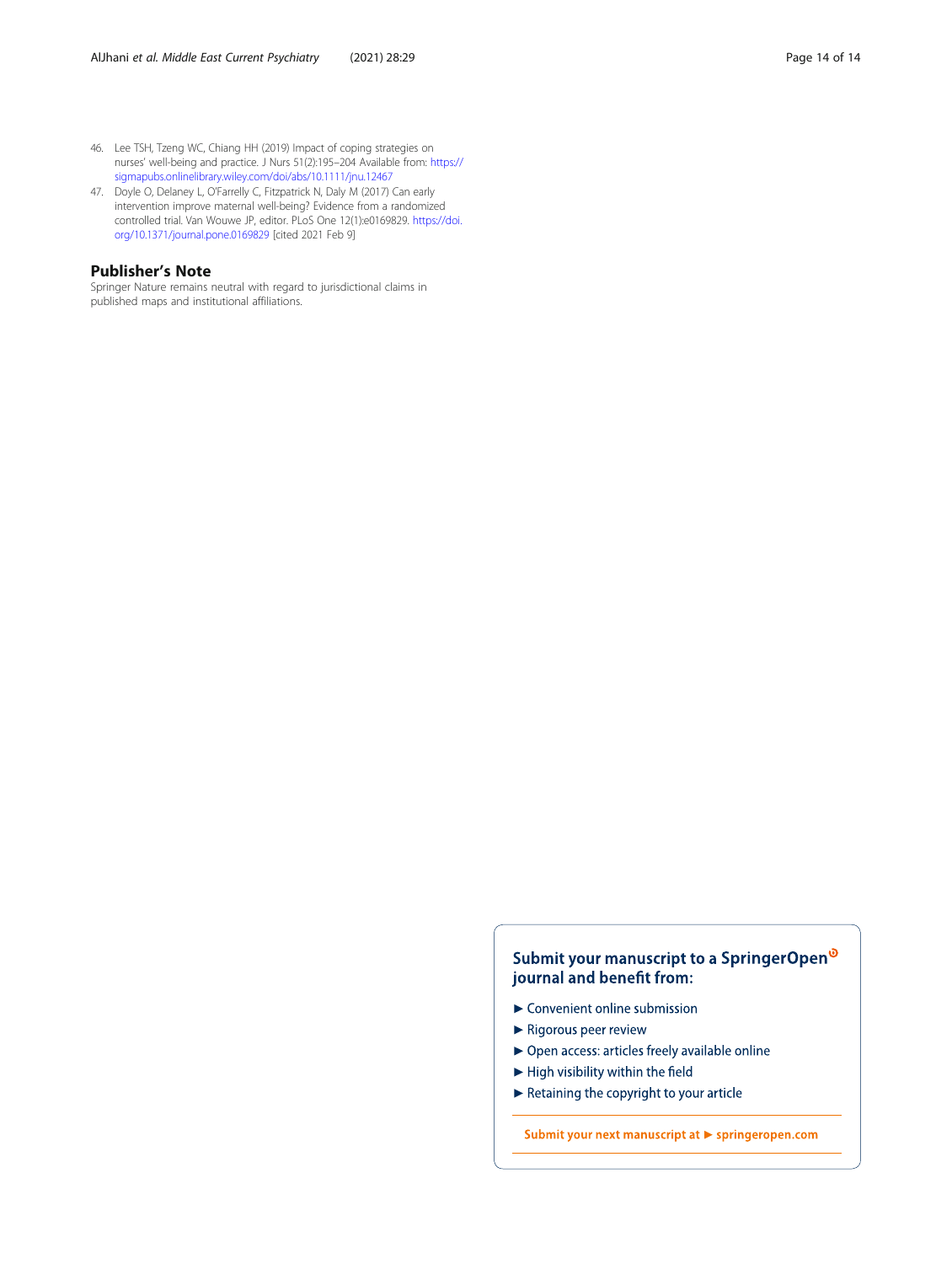46. Lee TSH, Tzeng WC, Chiang HH (2019) Impact of coping strategies on nurses' well-being and practice. J Nurs 51(2):195–204 Available from: https://sigmapubs.onlinelibrary.wiley.com/doi/abs/10.1111/jnu.12467
47. Doyle O, Delaney L, O'Farrelly C, Fitzpatrick N, Daly M (2017) Can early intervention improve maternal well-being? Evidence from a randomized controlled trial. Van Wouwe JP, editor. PLoS One 12(1):e0169829. https://doi.org/10.1371/journal.pone.0169829 [cited 2021 Feb 9]

## Publisher's Note

Springer Nature remains neutral with regard to jurisdictional claims in published maps and institutional affiliations.

**Submit your manuscript to a SpringerOpen journal and benefit from:**

- ► Convenient online submission
- ► Rigorous peer review
- ► Open access: articles freely available online
- ► High visibility within the field
- ► Retaining the copyright to your article

**Submit your next manuscript at ► springeropen.com**